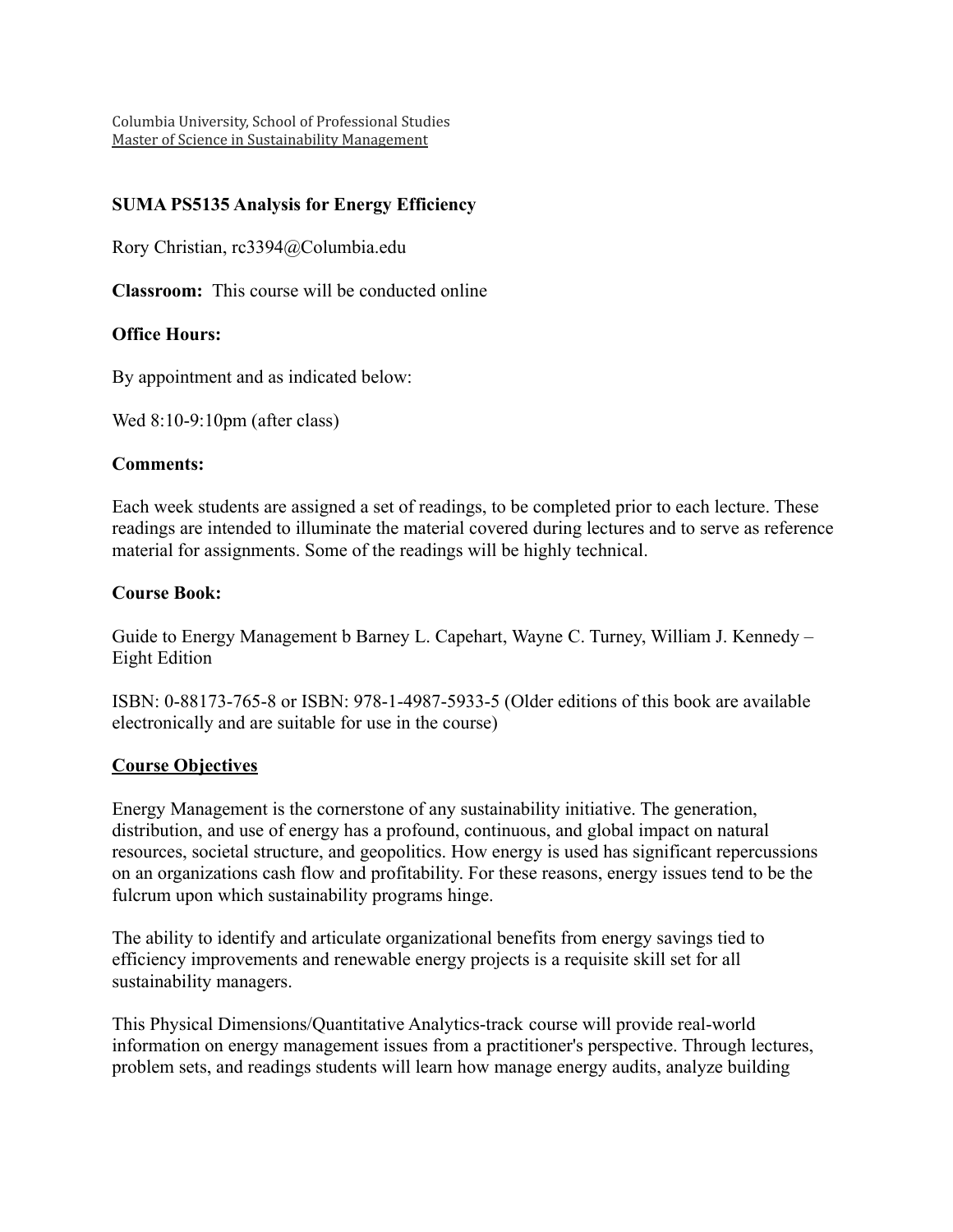Columbia University, School of Professional Studies
Master of Science in Sustainability Management

**SUMA PS5135 Analysis for Energy Efficiency**

Rory Christian, rc3394@Columbia.edu

**Classroom:** This course will be conducted online

**Office Hours:**

By appointment and as indicated below:

Wed 8:10-9:10pm (after class)

**Comments:**

Each week students are assigned a set of readings, to be completed prior to each lecture. These readings are intended to illuminate the material covered during lectures and to serve as reference material for assignments. Some of the readings will be highly technical.

**Course Book:**

Guide to Energy Management b Barney L. Capehart, Wayne C. Turney, William J. Kennedy – Eight Edition

ISBN: 0-88173-765-8 or ISBN: 978-1-4987-5933-5 (Older editions of this book are available electronically and are suitable for use in the course)

## Course Objectives

Energy Management is the cornerstone of any sustainability initiative. The generation, distribution, and use of energy has a profound, continuous, and global impact on natural resources, societal structure, and geopolitics. How energy is used has significant repercussions on an organizations cash flow and profitability. For these reasons, energy issues tend to be the fulcrum upon which sustainability programs hinge.

The ability to identify and articulate organizational benefits from energy savings tied to efficiency improvements and renewable energy projects is a requisite skill set for all sustainability managers.

This Physical Dimensions/Quantitative Analytics-track course will provide real-world information on energy management issues from a practitioner's perspective. Through lectures, problem sets, and readings students will learn how manage energy audits, analyze building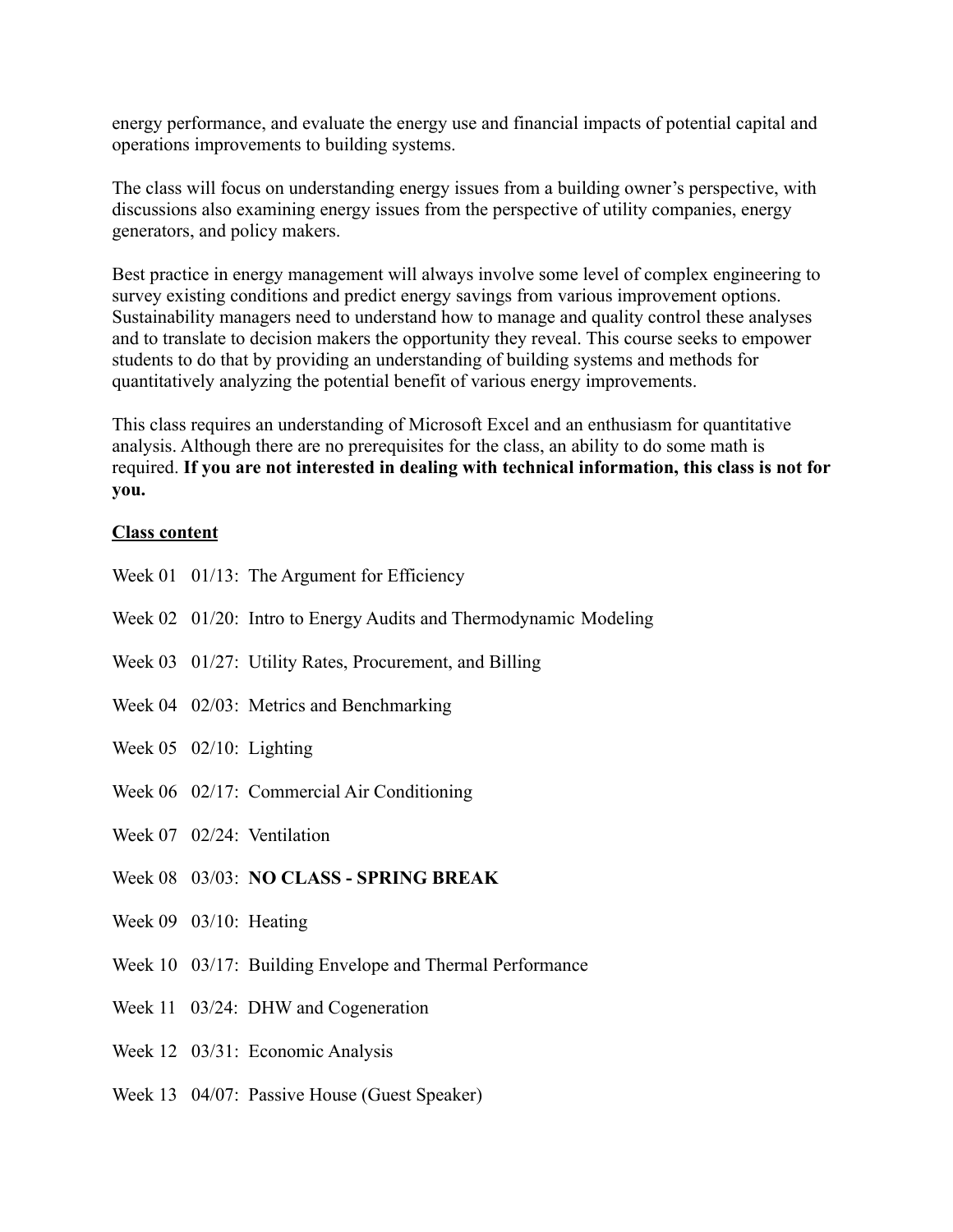energy performance, and evaluate the energy use and financial impacts of potential capital and operations improvements to building systems.

The class will focus on understanding energy issues from a building owner's perspective, with discussions also examining energy issues from the perspective of utility companies, energy generators, and policy makers.

Best practice in energy management will always involve some level of complex engineering to survey existing conditions and predict energy savings from various improvement options. Sustainability managers need to understand how to manage and quality control these analyses and to translate to decision makers the opportunity they reveal. This course seeks to empower students to do that by providing an understanding of building systems and methods for quantitatively analyzing the potential benefit of various energy improvements.

This class requires an understanding of Microsoft Excel and an enthusiasm for quantitative analysis. Although there are no prerequisites for the class, an ability to do some math is required. **If you are not interested in dealing with technical information, this class is not for you.**

## Class content

Week 01 01/13: The Argument for Efficiency

Week 02 01/20: Intro to Energy Audits and Thermodynamic Modeling

Week 03 01/27: Utility Rates, Procurement, and Billing

Week 04 02/03: Metrics and Benchmarking

Week 05 02/10: Lighting

Week 06 02/17: Commercial Air Conditioning

Week 07 02/24: Ventilation

Week 08 03/03: **NO CLASS - SPRING BREAK**

Week 09 03/10: Heating

Week 10 03/17: Building Envelope and Thermal Performance

Week 11 03/24: DHW and Cogeneration

Week 12 03/31: Economic Analysis

Week 13 04/07: Passive House (Guest Speaker)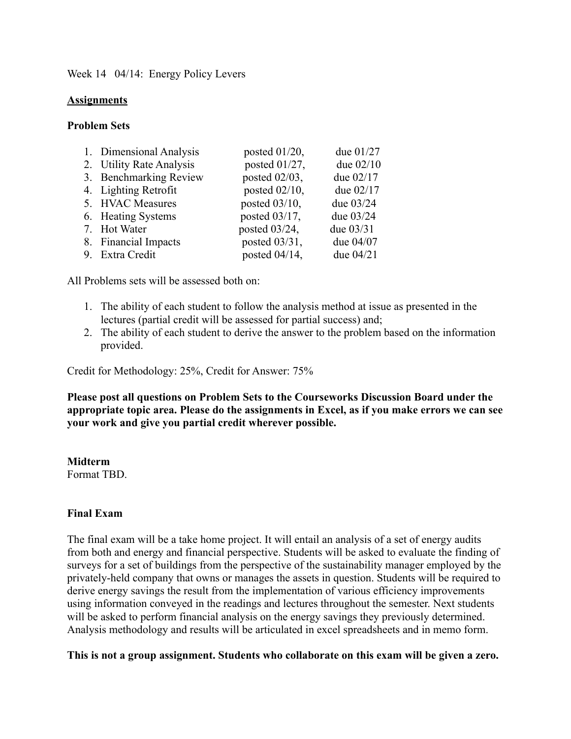Week 14 04/14: Energy Policy Levers

**Assignments**

**Problem Sets**

1. Dimensional Analysis posted 01/20, due 01/27
2. Utility Rate Analysis posted 01/27, due 02/10
3. Benchmarking Review posted 02/03, due 02/17
4. Lighting Retrofit posted 02/10, due 02/17
5. HVAC Measures posted 03/10, due 03/24
6. Heating Systems posted 03/17, due 03/24
7. Hot Water posted 03/24, due 03/31
8. Financial Impacts posted 03/31, due 04/07
9. Extra Credit posted 04/14, due 04/21

All Problems sets will be assessed both on:

1. The ability of each student to follow the analysis method at issue as presented in the lectures (partial credit will be assessed for partial success) and;
2. The ability of each student to derive the answer to the problem based on the information provided.

Credit for Methodology: 25%, Credit for Answer: 75%

**Please post all questions on Problem Sets to the Courseworks Discussion Board under the appropriate topic area. Please do the assignments in Excel, as if you make errors we can see your work and give you partial credit wherever possible.**

**Midterm**
Format TBD.

**Final Exam**

The final exam will be a take home project. It will entail an analysis of a set of energy audits from both and energy and financial perspective. Students will be asked to evaluate the finding of surveys for a set of buildings from the perspective of the sustainability manager employed by the privately-held company that owns or manages the assets in question. Students will be required to derive energy savings the result from the implementation of various efficiency improvements using information conveyed in the readings and lectures throughout the semester. Next students will be asked to perform financial analysis on the energy savings they previously determined. Analysis methodology and results will be articulated in excel spreadsheets and in memo form.

**This is not a group assignment. Students who collaborate on this exam will be given a zero.**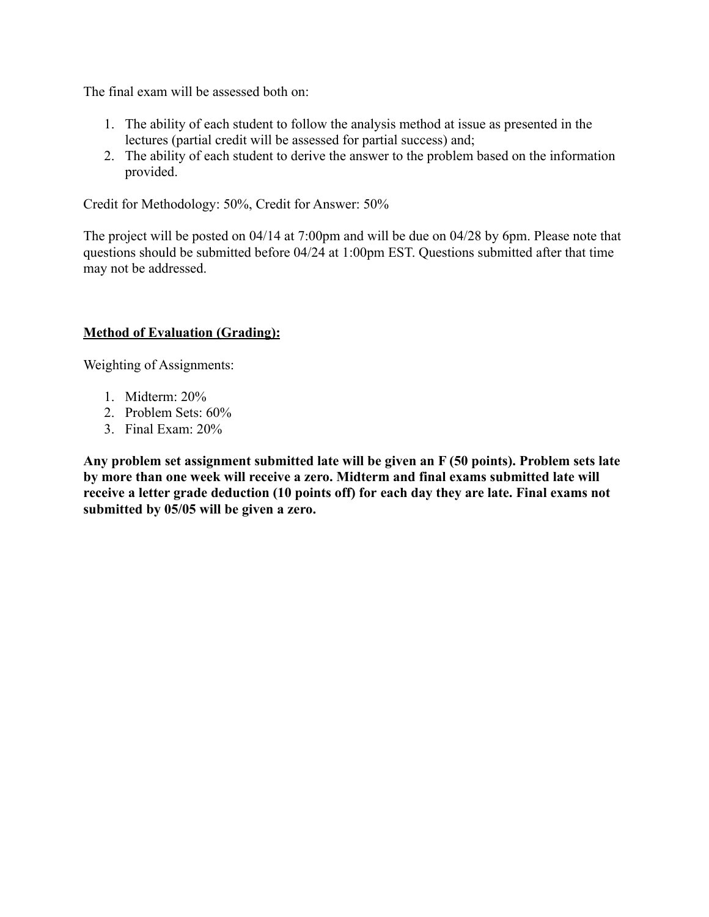The final exam will be assessed both on:

1. The ability of each student to follow the analysis method at issue as presented in the lectures (partial credit will be assessed for partial success) and;
2. The ability of each student to derive the answer to the problem based on the information provided.

Credit for Methodology: 50%, Credit for Answer: 50%

The project will be posted on 04/14 at 7:00pm and will be due on 04/28 by 6pm. Please note that questions should be submitted before 04/24 at 1:00pm EST. Questions submitted after that time may not be addressed.

**<u>Method of Evaluation (Grading):</u>**

Weighting of Assignments:

1. Midterm: 20%
2. Problem Sets: 60%
3. Final Exam: 20%

**Any problem set assignment submitted late will be given an F (50 points). Problem sets late by more than one week will receive a zero. Midterm and final exams submitted late will receive a letter grade deduction (10 points off) for each day they are late. Final exams not submitted by 05/05 will be given a zero.**